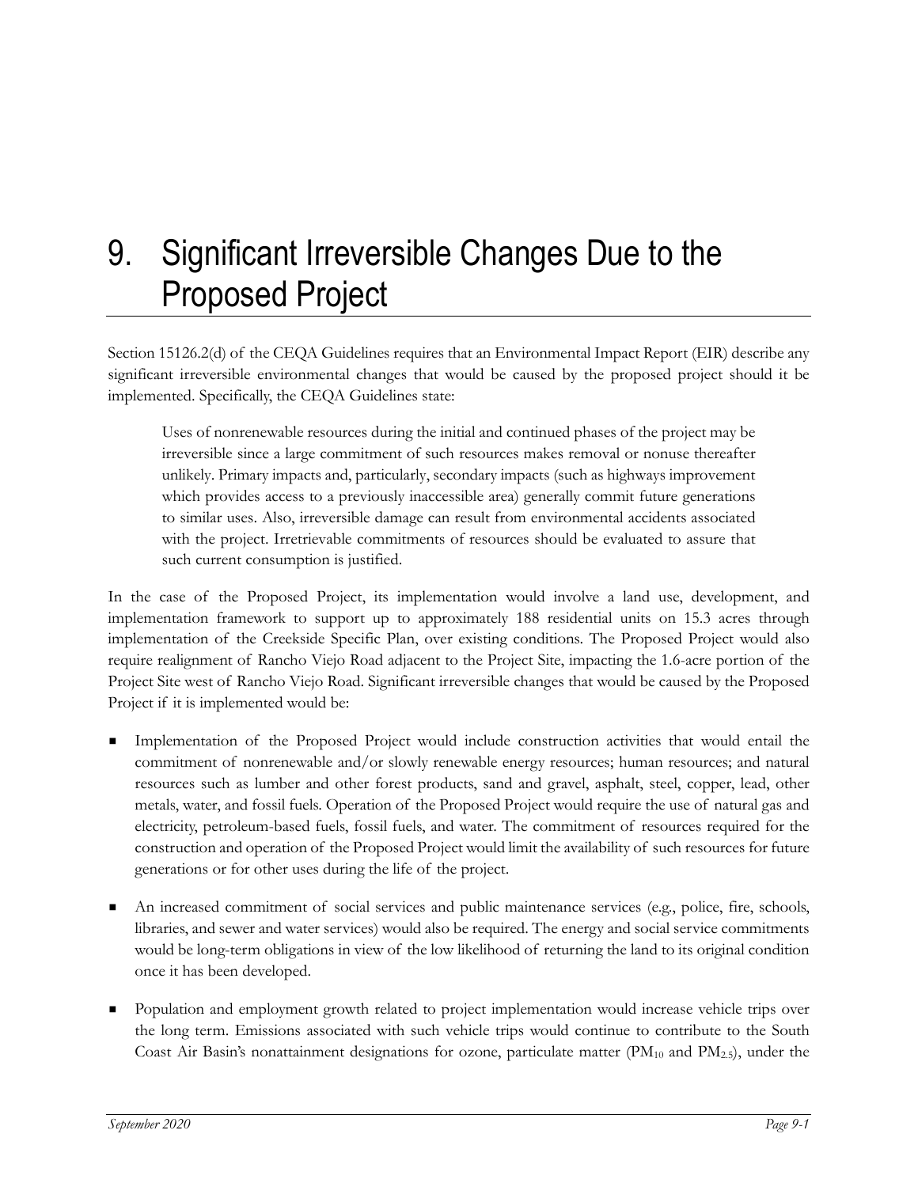# 9. Significant Irreversible Changes Due to the Proposed Project

Section 15126.2(d) of the CEQA Guidelines requires that an Environmental Impact Report (EIR) describe any significant irreversible environmental changes that would be caused by the proposed project should it be implemented. Specifically, the CEQA Guidelines state:

> Uses of nonrenewable resources during the initial and continued phases of the project may be irreversible since a large commitment of such resources makes removal or nonuse thereafter unlikely. Primary impacts and, particularly, secondary impacts (such as highways improvement which provides access to a previously inaccessible area) generally commit future generations to similar uses. Also, irreversible damage can result from environmental accidents associated with the project. Irretrievable commitments of resources should be evaluated to assure that such current consumption is justified.

In the case of the Proposed Project, its implementation would involve a land use, development, and implementation framework to support up to approximately 188 residential units on 15.3 acres through implementation of the Creekside Specific Plan, over existing conditions. The Proposed Project would also require realignment of Rancho Viejo Road adjacent to the Project Site, impacting the 1.6-acre portion of the Project Site west of Rancho Viejo Road. Significant irreversible changes that would be caused by the Proposed Project if it is implemented would be:

- Implementation of the Proposed Project would include construction activities that would entail the commitment of nonrenewable and/or slowly renewable energy resources; human resources; and natural resources such as lumber and other forest products, sand and gravel, asphalt, steel, copper, lead, other metals, water, and fossil fuels. Operation of the Proposed Project would require the use of natural gas and electricity, petroleum-based fuels, fossil fuels, and water. The commitment of resources required for the construction and operation of the Proposed Project would limit the availability of such resources for future generations or for other uses during the life of the project.

- An increased commitment of social services and public maintenance services (e.g., police, fire, schools, libraries, and sewer and water services) would also be required. The energy and social service commitments would be long-term obligations in view of the low likelihood of returning the land to its original condition once it has been developed.

- Population and employment growth related to project implementation would increase vehicle trips over the long term. Emissions associated with such vehicle trips would continue to contribute to the South Coast Air Basin's nonattainment designations for ozone, particulate matter ($PM_{10}$ and $PM_{2.5}$), under the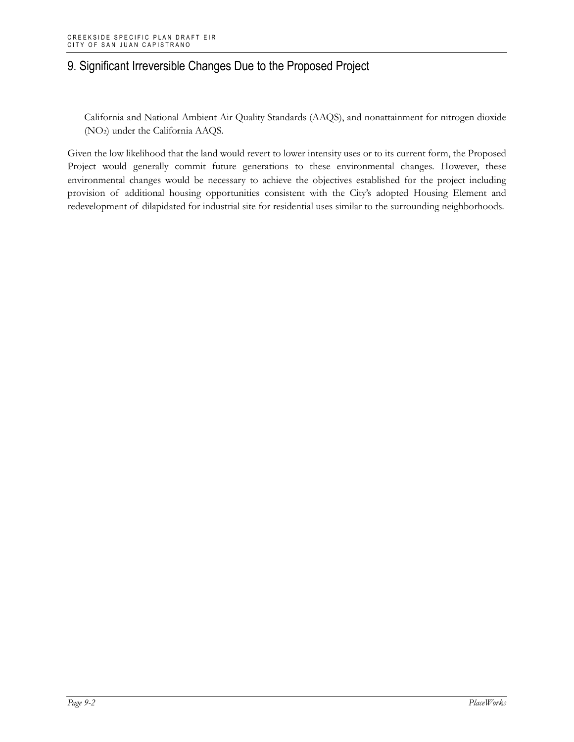# 9. Significant Irreversible Changes Due to the Proposed Project

California and National Ambient Air Quality Standards (AAQS), and nonattainment for nitrogen dioxide ($NO_2$) under the California AAQS.

Given the low likelihood that the land would revert to lower intensity uses or to its current form, the Proposed Project would generally commit future generations to these environmental changes. However, these environmental changes would be necessary to achieve the objectives established for the project including provision of additional housing opportunities consistent with the City's adopted Housing Element and redevelopment of dilapidated for industrial site for residential uses similar to the surrounding neighborhoods.